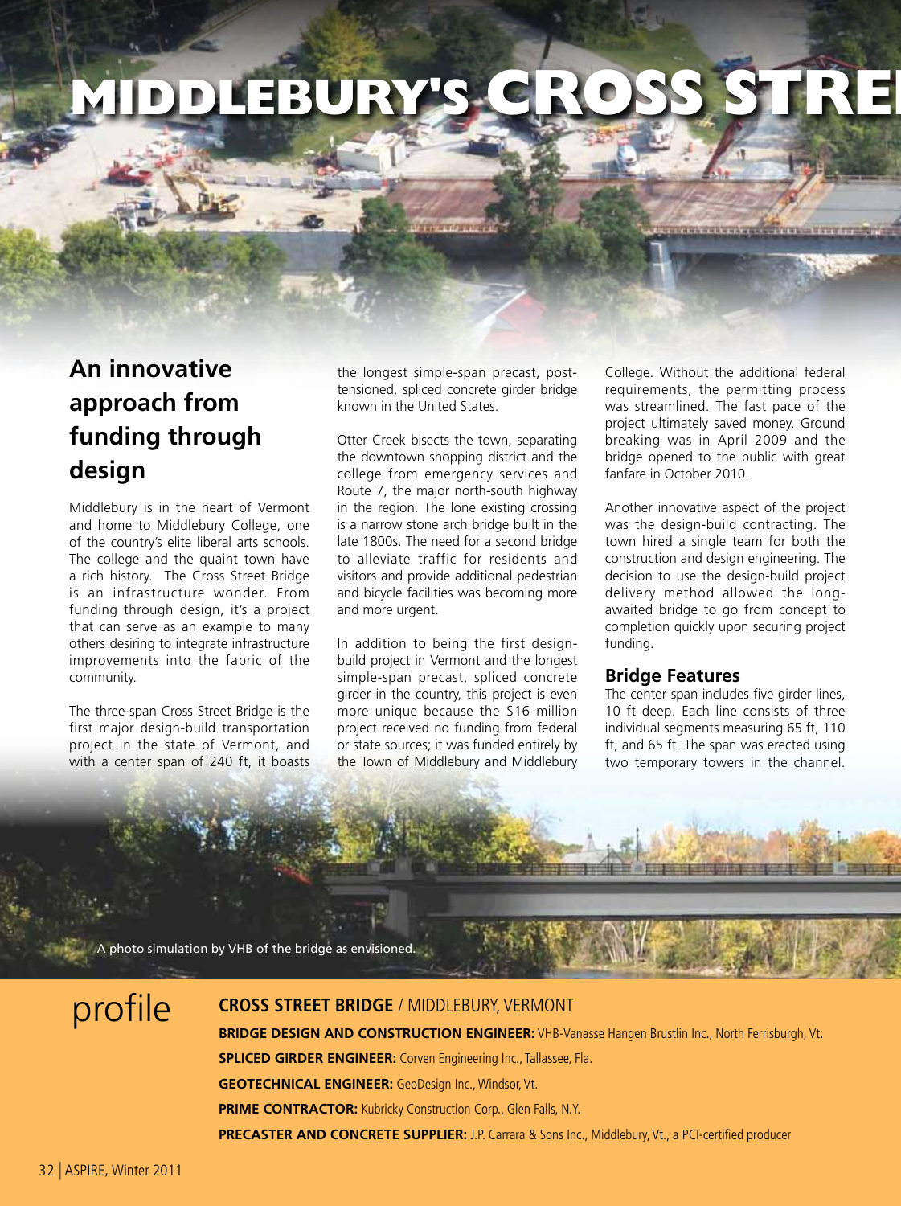# MIDDLEBURY'S CROSS STRE

## An innovative approach from funding through design

Middlebury is in the heart of Vermont and home to Middlebury College, one of the country's elite liberal arts schools. The college and the quaint town have a rich history. The Cross Street Bridge is an infrastructure wonder. From funding through design, it's a project that can serve as an example to many others desiring to integrate infrastructure improvements into the fabric of the community.

The three-span Cross Street Bridge is the first major design-build transportation project in the state of Vermont, and with a center span of 240 ft, it boasts the longest simple-span precast, post-tensioned, spliced concrete girder bridge known in the United States.

Otter Creek bisects the town, separating the downtown shopping district and the college from emergency services and Route 7, the major north-south highway in the region. The lone existing crossing is a narrow stone arch bridge built in the late 1800s. The need for a second bridge to alleviate traffic for residents and visitors and provide additional pedestrian and bicycle facilities was becoming more and more urgent.

In addition to being the first design-build project in Vermont and the longest simple-span precast, spliced concrete girder in the country, this project is even more unique because the $16 million project received no funding from federal or state sources; it was funded entirely by the Town of Middlebury and Middlebury College. Without the additional federal requirements, the permitting process was streamlined. The fast pace of the project ultimately saved money. Ground breaking was in April 2009 and the bridge opened to the public with great fanfare in October 2010.

Another innovative aspect of the project was the design-build contracting. The town hired a single team for both the construction and design engineering. The decision to use the design-build project delivery method allowed the long-awaited bridge to go from concept to completion quickly upon securing project funding.

### Bridge Features

The center span includes five girder lines, 10 ft deep. Each line consists of three individual segments measuring 65 ft, 110 ft, and 65 ft. The span was erected using two temporary towers in the channel.

A photo simulation by VHB of the bridge as envisioned.

## profile

**CROSS STREET BRIDGE** / MIDDLEBURY, VERMONT

**BRIDGE DESIGN AND CONSTRUCTION ENGINEER:** VHB-Vanasse Hangen Brustlin Inc., North Ferrisburgh, Vt.

**SPLICED GIRDER ENGINEER:** Corven Engineering Inc., Tallassee, Fla.

**GEOTECHNICAL ENGINEER:** GeoDesign Inc., Windsor, Vt.

**PRIME CONTRACTOR:** Kubricky Construction Corp., Glen Falls, N.Y.

**PRECASTER AND CONCRETE SUPPLIER:** J.P. Carrara & Sons Inc., Middlebury, Vt., a PCI-certified producer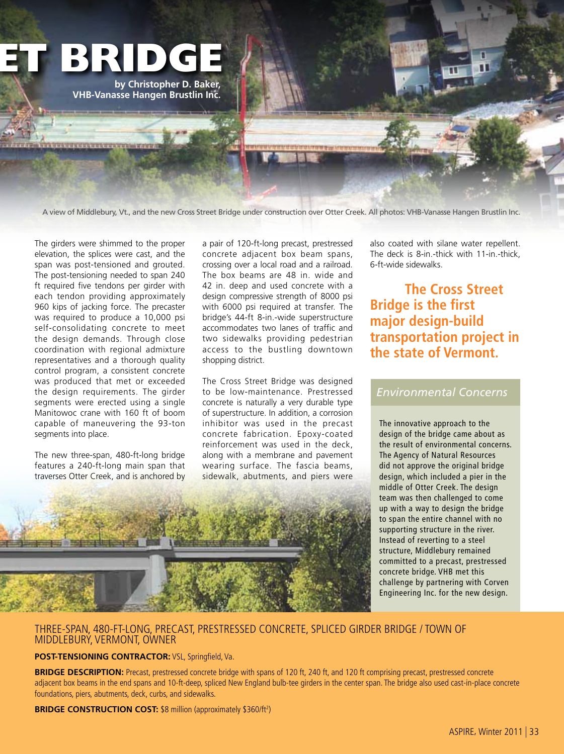# ET BRIDGE

**by Christopher D. Baker, VHB-Vanasse Hangen Brustlin Inc.**

A view of Middlebury, Vt., and the new Cross Street Bridge under construction over Otter Creek. All photos: VHB-Vanasse Hangen Brustlin Inc.

The girders were shimmed to the proper elevation, the splices were cast, and the span was post-tensioned and grouted. The post-tensioning needed to span 240 ft required five tendons per girder with each tendon providing approximately 960 kips of jacking force. The precaster was required to produce a 10,000 psi self-consolidating concrete to meet the design demands. Through close coordination with regional admixture representatives and a thorough quality control program, a consistent concrete was produced that met or exceeded the design requirements. The girder segments were erected using a single Manitowoc crane with 160 ft of boom capable of maneuvering the 93-ton segments into place.

The new three-span, 480-ft-long bridge features a 240-ft-long main span that traverses Otter Creek, and is anchored by a pair of 120-ft-long precast, prestressed concrete adjacent box beam spans, crossing over a local road and a railroad. The box beams are 48 in. wide and 42 in. deep and used concrete with a design compressive strength of 8000 psi with 6000 psi required at transfer. The bridge's 44-ft 8-in.-wide superstructure accommodates two lanes of traffic and two sidewalks providing pedestrian access to the bustling downtown shopping district.

The Cross Street Bridge was designed to be low-maintenance. Prestressed concrete is naturally a very durable type of superstructure. In addition, a corrosion inhibitor was used in the precast concrete fabrication. Epoxy-coated reinforcement was used in the deck, along with a membrane and pavement wearing surface. The fascia beams, sidewalk, abutments, and piers were also coated with silane water repellent. The deck is 8-in.-thick with 11-in.-thick, 6-ft-wide sidewalks.

**The Cross Street Bridge is the first major design-build transportation project in the state of Vermont.**

## *Environmental Concerns*

The innovative approach to the design of the bridge came about as the result of environmental concerns. The Agency of Natural Resources did not approve the original bridge design, which included a pier in the middle of Otter Creek. The design team was then challenged to come up with a way to design the bridge to span the entire channel with no supporting structure in the river. Instead of reverting to a steel structure, Middlebury remained committed to a precast, prestressed concrete bridge. VHB met this challenge by partnering with Corven Engineering Inc. for the new design.

THREE-SPAN, 480-FT-LONG, PRECAST, PRESTRESSED CONCRETE, SPLICED GIRDER BRIDGE / TOWN OF MIDDLEBURY, VERMONT, OWNER

**POST-TENSIONING CONTRACTOR:** VSL, Springfield, Va.

**BRIDGE DESCRIPTION:** Precast, prestressed concrete bridge with spans of 120 ft, 240 ft, and 120 ft comprising precast, prestressed concrete adjacent box beams in the end spans and 10-ft-deep, spliced New England bulb-tee girders in the center span. The bridge also used cast-in-place concrete foundations, piers, abutments, deck, curbs, and sidewalks.

**BRIDGE CONSTRUCTION COST:** $8 million (approximately $360/ft$^2$)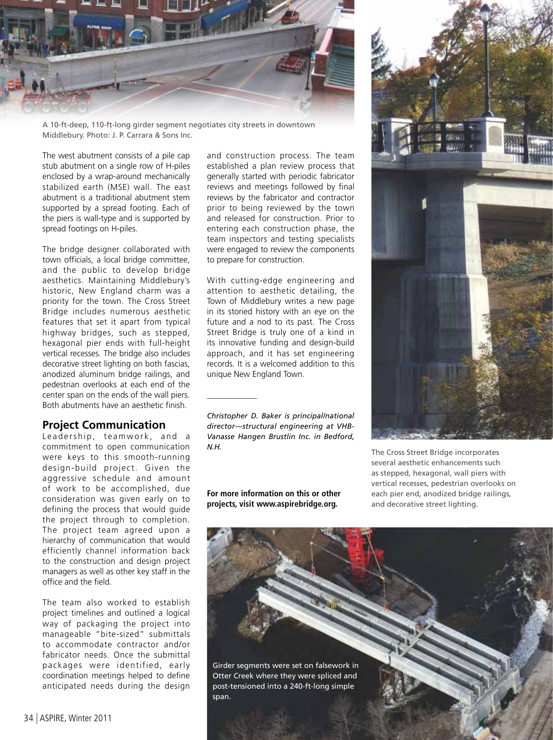A 10-ft-deep, 110-ft-long girder segment negotiates city streets in downtown Middlebury. Photo: J. P. Carrara & Sons Inc.

The west abutment consists of a pile cap stub abutment on a single row of H-piles enclosed by a wrap-around mechanically stabilized earth (MSE) wall. The east abutment is a traditional abutment stem supported by a spread footing. Each of the piers is wall-type and is supported by spread footings on H-piles.

The bridge designer collaborated with town officials, a local bridge committee, and the public to develop bridge aesthetics. Maintaining Middlebury's historic, New England charm was a priority for the town. The Cross Street Bridge includes numerous aesthetic features that set it apart from typical highway bridges, such as stepped, hexagonal pier ends with full-height vertical recesses. The bridge also includes decorative street lighting on both fascias, anodized aluminum bridge railings, and pedestrian overlooks at each end of the center span on the ends of the wall piers. Both abutments have an aesthetic finish.

## Project Communication

Leadership, teamwork, and a commitment to open communication were keys to this smooth-running design-build project. Given the aggressive schedule and amount of work to be accomplished, due consideration was given early on to defining the process that would guide the project through to completion. The project team agreed upon a hierarchy of communication that would efficiently channel information back to the construction and design project managers as well as other key staff in the office and the field.

The team also worked to establish project timelines and outlined a logical way of packaging the project into manageable "bite-sized" submittals to accommodate contractor and/or fabricator needs. Once the submittal packages were identified, early coordination meetings helped to define anticipated needs during the design and construction process. The team established a plan review process that generally started with periodic fabricator reviews and meetings followed by final reviews by the fabricator and contractor prior to being reviewed by the town and released for construction. Prior to entering each construction phase, the team inspectors and testing specialists were engaged to review the components to prepare for construction.

With cutting-edge engineering and attention to aesthetic detailing, the Town of Middlebury writes a new page in its storied history with an eye on the future and a nod to its past. The Cross Street Bridge is truly one of a kind in its innovative funding and design-build approach, and it has set engineering records. It is a welcomed addition to this unique New England Town.

---

*Christopher D. Baker is principal/national director—structural engineering at VHB-Vanasse Hangen Brustlin Inc. in Bedford, N.H.*

**For more information on this or other projects, visit www.aspirebridge.org.**

The Cross Street Bridge incorporates several aesthetic enhancements such as stepped, hexagonal, wall piers with vertical recesses, pedestrian overlooks on each pier end, anodized bridge railings, and decorative street lighting.

Girder segments were set on falsework in Otter Creek where they were spliced and post-tensioned into a 240-ft-long simple span.